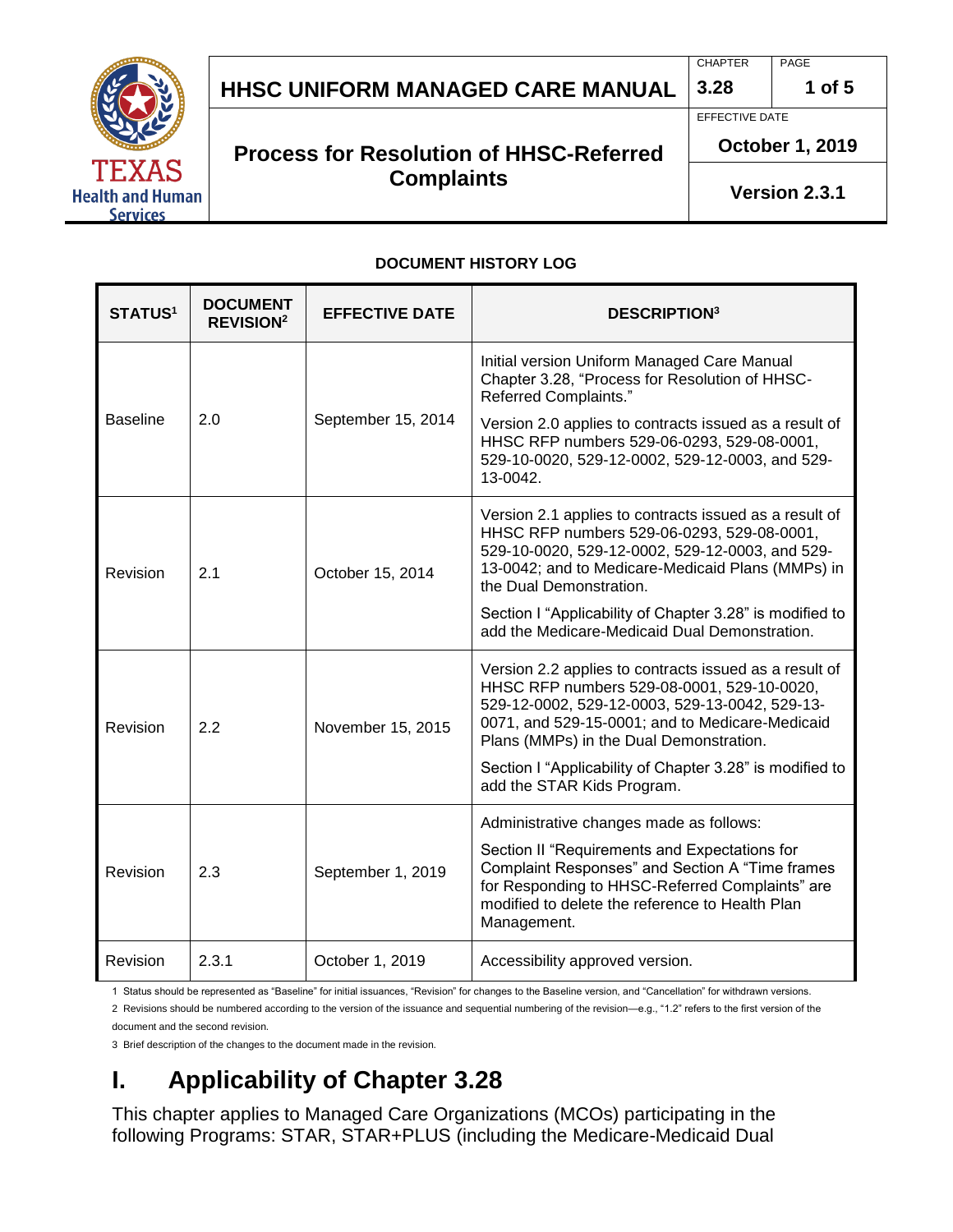# HHSC UNIFORM MANAGED CARE MANUAL

| CHAPTER | PAGE |
|---|---|
| 3.28 | 1 of 5 |

## Process for Resolution of HHSC-Referred Complaints

EFFECTIVE DATE: **October 1, 2019**

**Version 2.3.1**

**DOCUMENT HISTORY LOG**

| STATUS[1] | DOCUMENT REVISION[2] | EFFECTIVE DATE | DESCRIPTION[3] |
|---|---|---|---|
| Baseline | 2.0 | September 15, 2014 | Initial version Uniform Managed Care Manual Chapter 3.28, "Process for Resolution of HHSC-Referred Complaints." Version 2.0 applies to contracts issued as a result of HHSC RFP numbers 529-06-0293, 529-08-0001, 529-10-0020, 529-12-0002, 529-12-0003, and 529-13-0042. |
| Revision | 2.1 | October 15, 2014 | Version 2.1 applies to contracts issued as a result of HHSC RFP numbers 529-06-0293, 529-08-0001, 529-10-0020, 529-12-0002, 529-12-0003, and 529-13-0042; and to Medicare-Medicaid Plans (MMPs) in the Dual Demonstration. Section I "Applicability of Chapter 3.28" is modified to add the Medicare-Medicaid Dual Demonstration. |
| Revision | 2.2 | November 15, 2015 | Version 2.2 applies to contracts issued as a result of HHSC RFP numbers 529-08-0001, 529-10-0020, 529-12-0002, 529-12-0003, 529-13-0042, 529-13-0071, and 529-15-0001; and to Medicare-Medicaid Plans (MMPs) in the Dual Demonstration. Section I "Applicability of Chapter 3.28" is modified to add the STAR Kids Program. |
| Revision | 2.3 | September 1, 2019 | Administrative changes made as follows: Section II "Requirements and Expectations for Complaint Responses" and Section A "Time frames for Responding to HHSC-Referred Complaints" are modified to delete the reference to Health Plan Management. |
| Revision | 2.3.1 | October 1, 2019 | Accessibility approved version. |

1 Status should be represented as "Baseline" for initial issuances, "Revision" for changes to the Baseline version, and "Cancellation" for withdrawn versions.

2 Revisions should be numbered according to the version of the issuance and sequential numbering of the revision—e.g., "1.2" refers to the first version of the document and the second revision.

3 Brief description of the changes to the document made in the revision.

# I. Applicability of Chapter 3.28

This chapter applies to Managed Care Organizations (MCOs) participating in the following Programs: STAR, STAR+PLUS (including the Medicare-Medicaid Dual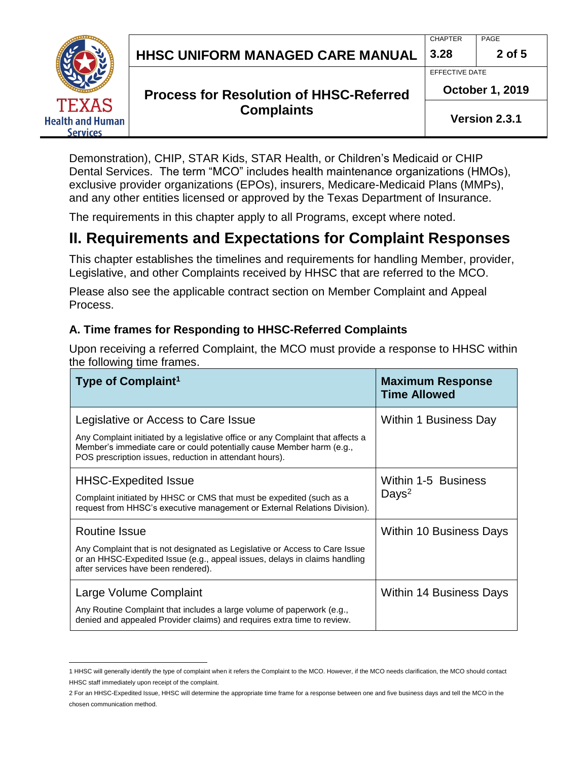Demonstration), CHIP, STAR Kids, STAR Health, or Children's Medicaid or CHIP Dental Services. The term "MCO" includes health maintenance organizations (HMOs), exclusive provider organizations (EPOs), insurers, Medicare-Medicaid Plans (MMPs), and any other entities licensed or approved by the Texas Department of Insurance.

The requirements in this chapter apply to all Programs, except where noted.

# II. Requirements and Expectations for Complaint Responses

This chapter establishes the timelines and requirements for handling Member, provider, Legislative, and other Complaints received by HHSC that are referred to the MCO.

Please also see the applicable contract section on Member Complaint and Appeal Process.

### A. Time frames for Responding to HHSC-Referred Complaints

Upon receiving a referred Complaint, the MCO must provide a response to HHSC within the following time frames.

| Type of Complaint[1] | Maximum Response Time Allowed |
|---|---|
| Legislative or Access to Care Issue<br>Any Complaint initiated by a legislative office or any Complaint that affects a Member's immediate care or could potentially cause Member harm (e.g., POS prescription issues, reduction in attendant hours). | Within 1 Business Day |
| HHSC-Expedited Issue<br>Complaint initiated by HHSC or CMS that must be expedited (such as a request from HHSC's executive management or External Relations Division). | Within 1-5 Business Days[2] |
| Routine Issue<br>Any Complaint that is not designated as Legislative or Access to Care Issue or an HHSC-Expedited Issue (e.g., appeal issues, delays in claims handling after services have been rendered). | Within 10 Business Days |
| Large Volume Complaint<br>Any Routine Complaint that includes a large volume of paperwork (e.g., denied and appealed Provider claims) and requires extra time to review. | Within 14 Business Days |

1 HHSC will generally identify the type of complaint when it refers the Complaint to the MCO. However, if the MCO needs clarification, the MCO should contact HHSC staff immediately upon receipt of the complaint.

2 For an HHSC-Expedited Issue, HHSC will determine the appropriate time frame for a response between one and five business days and tell the MCO in the chosen communication method.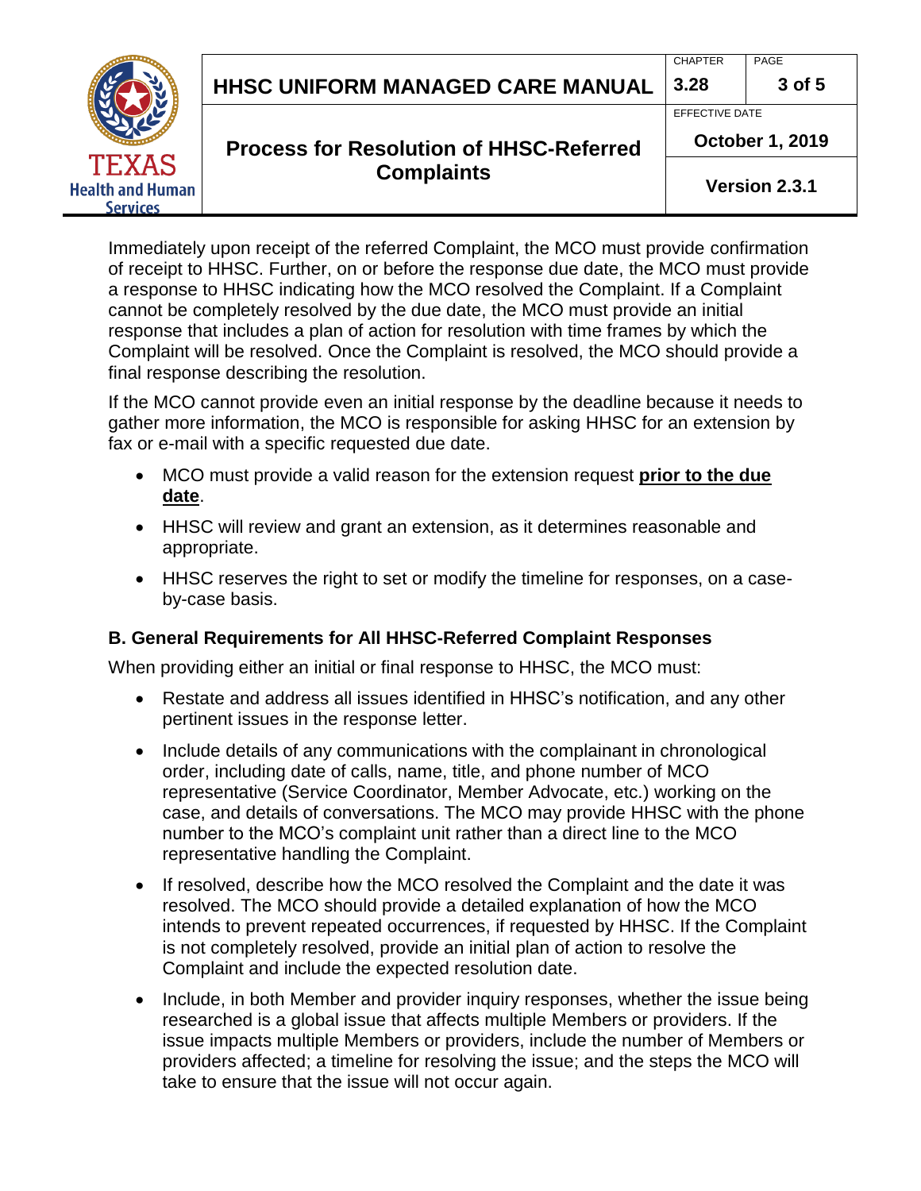Immediately upon receipt of the referred Complaint, the MCO must provide confirmation of receipt to HHSC. Further, on or before the response due date, the MCO must provide a response to HHSC indicating how the MCO resolved the Complaint. If a Complaint cannot be completely resolved by the due date, the MCO must provide an initial response that includes a plan of action for resolution with time frames by which the Complaint will be resolved. Once the Complaint is resolved, the MCO should provide a final response describing the resolution.

If the MCO cannot provide even an initial response by the deadline because it needs to gather more information, the MCO is responsible for asking HHSC for an extension by fax or e-mail with a specific requested due date.

- MCO must provide a valid reason for the extension request **<u>prior to the due date</u>**.
- HHSC will review and grant an extension, as it determines reasonable and appropriate.
- HHSC reserves the right to set or modify the timeline for responses, on a case-by-case basis.

### B. General Requirements for All HHSC-Referred Complaint Responses

When providing either an initial or final response to HHSC, the MCO must:

- Restate and address all issues identified in HHSC's notification, and any other pertinent issues in the response letter.
- Include details of any communications with the complainant in chronological order, including date of calls, name, title, and phone number of MCO representative (Service Coordinator, Member Advocate, etc.) working on the case, and details of conversations. The MCO may provide HHSC with the phone number to the MCO's complaint unit rather than a direct line to the MCO representative handling the Complaint.
- If resolved, describe how the MCO resolved the Complaint and the date it was resolved. The MCO should provide a detailed explanation of how the MCO intends to prevent repeated occurrences, if requested by HHSC. If the Complaint is not completely resolved, provide an initial plan of action to resolve the Complaint and include the expected resolution date.
- Include, in both Member and provider inquiry responses, whether the issue being researched is a global issue that affects multiple Members or providers. If the issue impacts multiple Members or providers, include the number of Members or providers affected; a timeline for resolving the issue; and the steps the MCO will take to ensure that the issue will not occur again.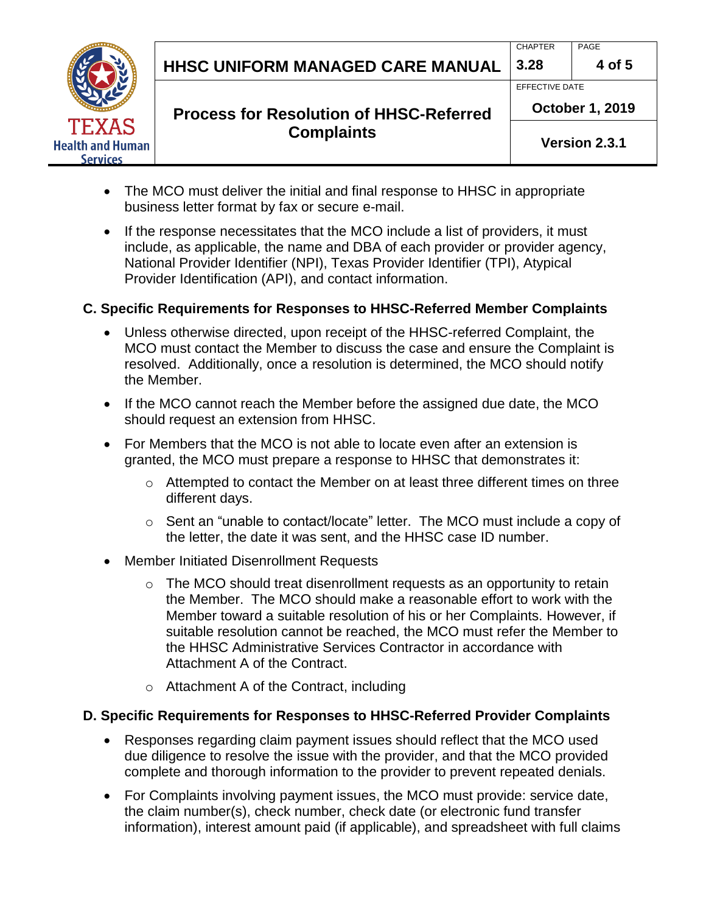- The MCO must deliver the initial and final response to HHSC in appropriate business letter format by fax or secure e-mail.
- If the response necessitates that the MCO include a list of providers, it must include, as applicable, the name and DBA of each provider or provider agency, National Provider Identifier (NPI), Texas Provider Identifier (TPI), Atypical Provider Identification (API), and contact information.

## C. Specific Requirements for Responses to HHSC-Referred Member Complaints

- Unless otherwise directed, upon receipt of the HHSC-referred Complaint, the MCO must contact the Member to discuss the case and ensure the Complaint is resolved. Additionally, once a resolution is determined, the MCO should notify the Member.
- If the MCO cannot reach the Member before the assigned due date, the MCO should request an extension from HHSC.
- For Members that the MCO is not able to locate even after an extension is granted, the MCO must prepare a response to HHSC that demonstrates it:
  - Attempted to contact the Member on at least three different times on three different days.
  - Sent an "unable to contact/locate" letter. The MCO must include a copy of the letter, the date it was sent, and the HHSC case ID number.
- Member Initiated Disenrollment Requests
  - The MCO should treat disenrollment requests as an opportunity to retain the Member. The MCO should make a reasonable effort to work with the Member toward a suitable resolution of his or her Complaints. However, if suitable resolution cannot be reached, the MCO must refer the Member to the HHSC Administrative Services Contractor in accordance with Attachment A of the Contract.
  - Attachment A of the Contract, including

## D. Specific Requirements for Responses to HHSC-Referred Provider Complaints

- Responses regarding claim payment issues should reflect that the MCO used due diligence to resolve the issue with the provider, and that the MCO provided complete and thorough information to the provider to prevent repeated denials.
- For Complaints involving payment issues, the MCO must provide: service date, the claim number(s), check number, check date (or electronic fund transfer information), interest amount paid (if applicable), and spreadsheet with full claims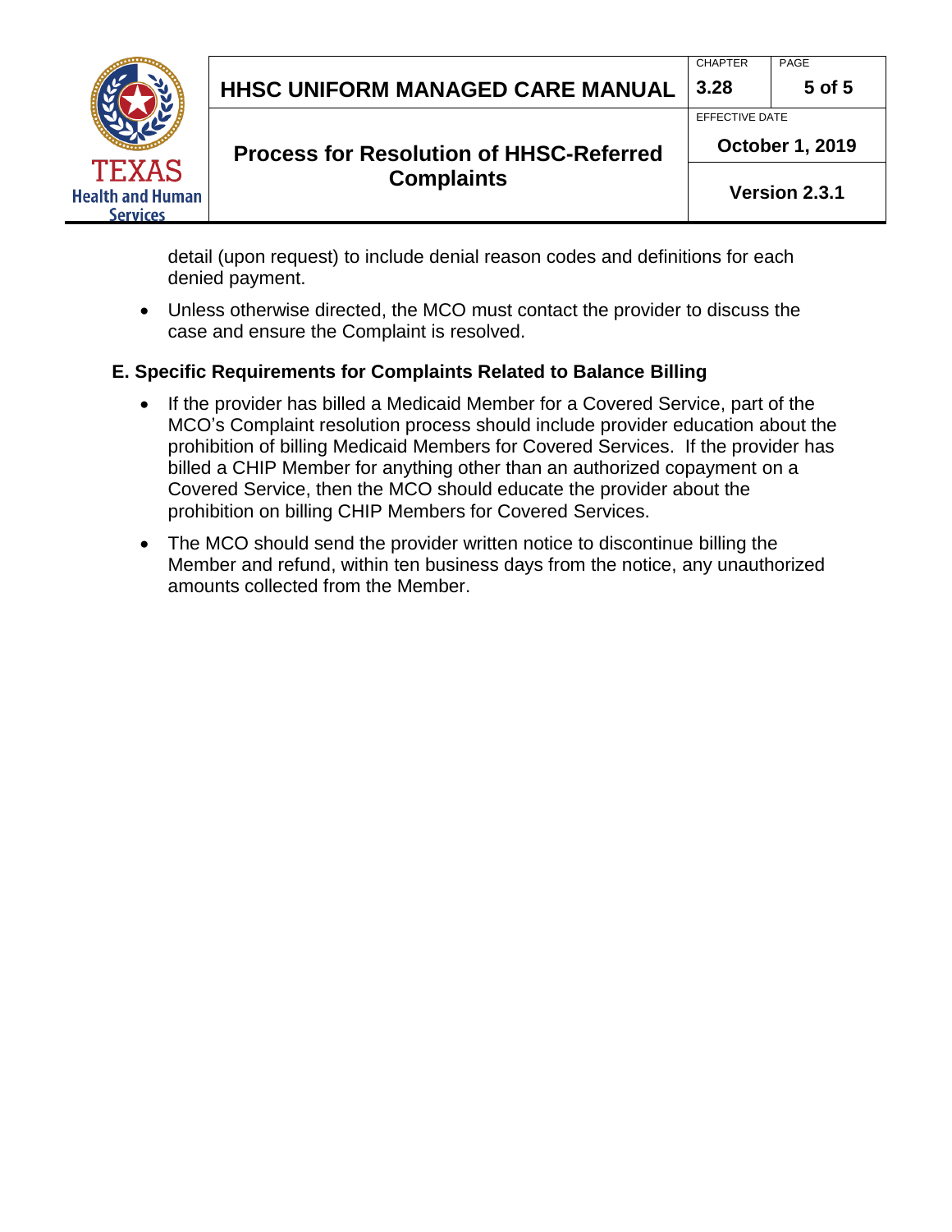detail (upon request) to include denial reason codes and definitions for each denied payment.

- Unless otherwise directed, the MCO must contact the provider to discuss the case and ensure the Complaint is resolved.

## E. Specific Requirements for Complaints Related to Balance Billing

- If the provider has billed a Medicaid Member for a Covered Service, part of the MCO's Complaint resolution process should include provider education about the prohibition of billing Medicaid Members for Covered Services. If the provider has billed a CHIP Member for anything other than an authorized copayment on a Covered Service, then the MCO should educate the provider about the prohibition on billing CHIP Members for Covered Services.
- The MCO should send the provider written notice to discontinue billing the Member and refund, within ten business days from the notice, any unauthorized amounts collected from the Member.